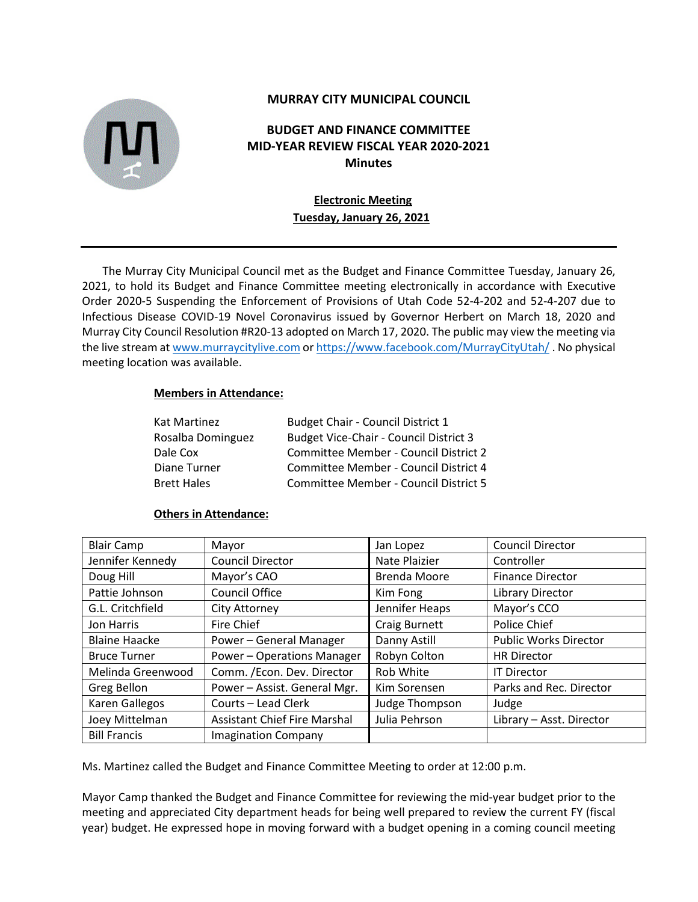# MURRAY CITY MUNICIPAL COUNCIL

## BUDGET AND FINANCE COMMITTEE
## MID-YEAR REVIEW FISCAL YEAR 2020-2021
## Minutes

**Electronic Meeting**
**Tuesday, January 26, 2021**

---

The Murray City Municipal Council met as the Budget and Finance Committee Tuesday, January 26, 2021, to hold its Budget and Finance Committee meeting electronically in accordance with Executive Order 2020-5 Suspending the Enforcement of Provisions of Utah Code 52-4-202 and 52-4-207 due to Infectious Disease COVID-19 Novel Coronavirus issued by Governor Herbert on March 18, 2020 and Murray City Council Resolution #R20-13 adopted on March 17, 2020. The public may view the meeting via the live stream at www.murraycitylive.com or https://www.facebook.com/MurrayCityUtah/ . No physical meeting location was available.

**Members in Attendance:**

| | |
|---|---|
| Kat Martinez | Budget Chair - Council District 1 |
| Rosalba Dominguez | Budget Vice-Chair - Council District 3 |
| Dale Cox | Committee Member - Council District 2 |
| Diane Turner | Committee Member - Council District 4 |
| Brett Hales | Committee Member - Council District 5 |

**Others in Attendance:**

| | | | |
|---|---|---|---|
| Blair Camp | Mayor | Jan Lopez | Council Director |
| Jennifer Kennedy | Council Director | Nate Plaizier | Controller |
| Doug Hill | Mayor's CAO | Brenda Moore | Finance Director |
| Pattie Johnson | Council Office | Kim Fong | Library Director |
| G.L. Critchfield | City Attorney | Jennifer Heaps | Mayor's CCO |
| Jon Harris | Fire Chief | Craig Burnett | Police Chief |
| Blaine Haacke | Power – General Manager | Danny Astill | Public Works Director |
| Bruce Turner | Power – Operations Manager | Robyn Colton | HR Director |
| Melinda Greenwood | Comm. /Econ. Dev. Director | Rob White | IT Director |
| Greg Bellon | Power – Assist. General Mgr. | Kim Sorensen | Parks and Rec. Director |
| Karen Gallegos | Courts – Lead Clerk | Judge Thompson | Judge |
| Joey Mittelman | Assistant Chief Fire Marshal | Julia Pehrson | Library – Asst. Director |
| Bill Francis | Imagination Company | | |

Ms. Martinez called the Budget and Finance Committee Meeting to order at 12:00 p.m.

Mayor Camp thanked the Budget and Finance Committee for reviewing the mid-year budget prior to the meeting and appreciated City department heads for being well prepared to review the current FY (fiscal year) budget. He expressed hope in moving forward with a budget opening in a coming council meeting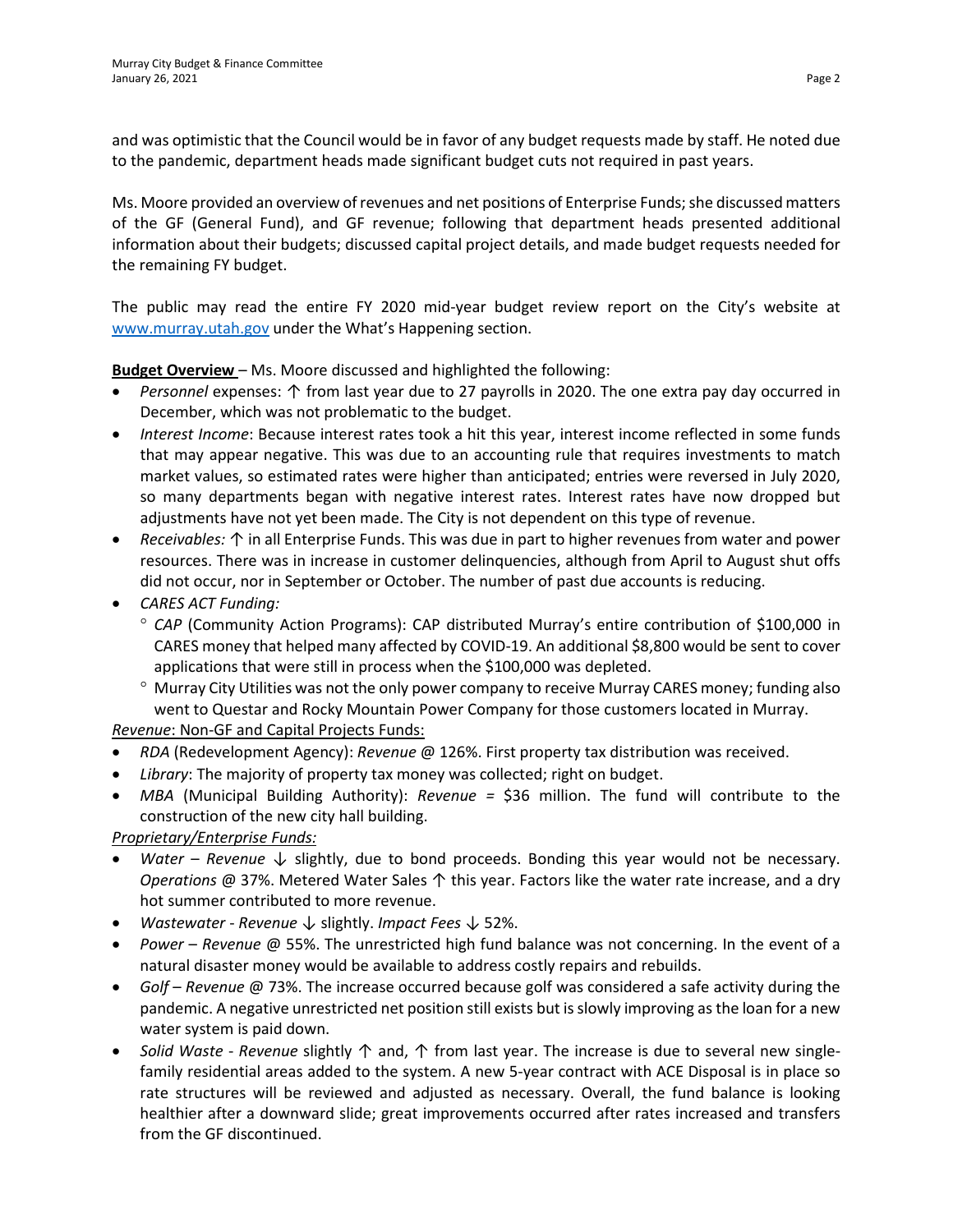and was optimistic that the Council would be in favor of any budget requests made by staff. He noted due to the pandemic, department heads made significant budget cuts not required in past years.

Ms. Moore provided an overview of revenues and net positions of Enterprise Funds; she discussed matters of the GF (General Fund), and GF revenue; following that department heads presented additional information about their budgets; discussed capital project details, and made budget requests needed for the remaining FY budget.

The public may read the entire FY 2020 mid-year budget review report on the City's website at [www.murray.utah.gov](www.murray.utah.gov) under the What's Happening section.

**Budget Overview** – Ms. Moore discussed and highlighted the following:

- *Personnel* expenses: ↑ from last year due to 27 payrolls in 2020. The one extra pay day occurred in December, which was not problematic to the budget.
- *Interest Income*: Because interest rates took a hit this year, interest income reflected in some funds that may appear negative. This was due to an accounting rule that requires investments to match market values, so estimated rates were higher than anticipated; entries were reversed in July 2020, so many departments began with negative interest rates. Interest rates have now dropped but adjustments have not yet been made. The City is not dependent on this type of revenue.
- *Receivables:* ↑ in all Enterprise Funds. This was due in part to higher revenues from water and power resources. There was in increase in customer delinquencies, although from April to August shut offs did not occur, nor in September or October. The number of past due accounts is reducing.
- *CARES ACT Funding:*
  - *CAP* (Community Action Programs): CAP distributed Murray's entire contribution of $100,000 in CARES money that helped many affected by COVID-19. An additional $8,800 would be sent to cover applications that were still in process when the $100,000 was depleted.
  - Murray City Utilities was not the only power company to receive Murray CARES money; funding also went to Questar and Rocky Mountain Power Company for those customers located in Murray.

*Revenue*: Non-GF and Capital Projects Funds:

- *RDA* (Redevelopment Agency): *Revenue* @ 126%. First property tax distribution was received.
- *Library*: The majority of property tax money was collected; right on budget.
- *MBA* (Municipal Building Authority): *Revenue* = $36 million. The fund will contribute to the construction of the new city hall building.

*Proprietary/Enterprise Funds:*

- *Water – Revenue* ↓ slightly, due to bond proceeds. Bonding this year would not be necessary. *Operations* @ 37%. Metered Water Sales ↑ this year. Factors like the water rate increase, and a dry hot summer contributed to more revenue.
- *Wastewater - Revenue* ↓ slightly. *Impact Fees* ↓ 52%.
- *Power – Revenue* @ 55%. The unrestricted high fund balance was not concerning. In the event of a natural disaster money would be available to address costly repairs and rebuilds.
- *Golf – Revenue* @ 73%. The increase occurred because golf was considered a safe activity during the pandemic. A negative unrestricted net position still exists but is slowly improving as the loan for a new water system is paid down.
- *Solid Waste - Revenue* slightly ↑ and, ↑ from last year. The increase is due to several new single-family residential areas added to the system. A new 5-year contract with ACE Disposal is in place so rate structures will be reviewed and adjusted as necessary. Overall, the fund balance is looking healthier after a downward slide; great improvements occurred after rates increased and transfers from the GF discontinued.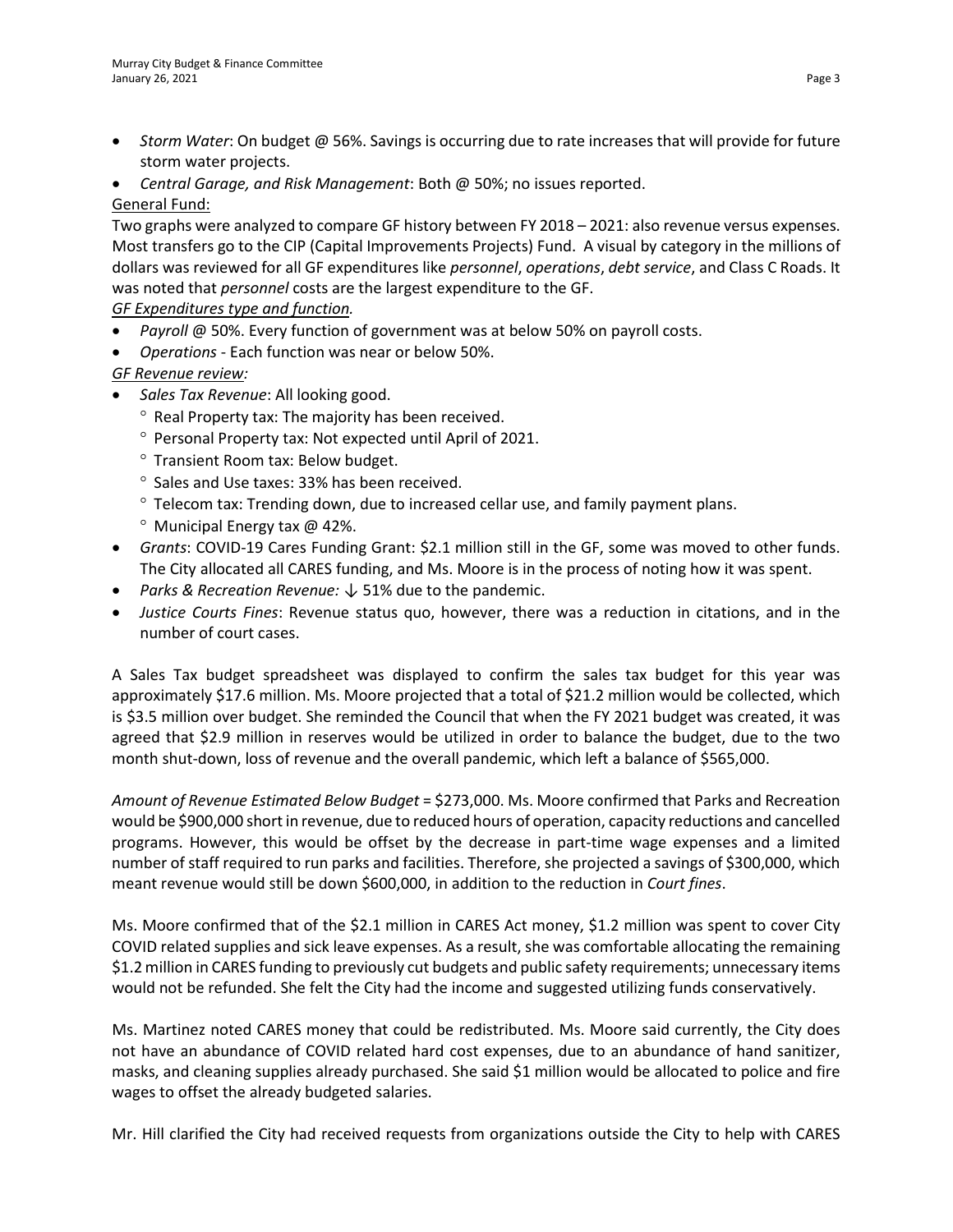- *Storm Water*: On budget @ 56%. Savings is occurring due to rate increases that will provide for future storm water projects.
- *Central Garage, and Risk Management*: Both @ 50%; no issues reported.

General Fund:

Two graphs were analyzed to compare GF history between FY 2018 – 2021: also revenue versus expenses. Most transfers go to the CIP (Capital Improvements Projects) Fund. A visual by category in the millions of dollars was reviewed for all GF expenditures like *personnel*, *operations*, *debt service*, and Class C Roads. It was noted that *personnel* costs are the largest expenditure to the GF.

*GF Expenditures type and function.*

- *Payroll* @ 50%. Every function of government was at below 50% on payroll costs.
- *Operations* - Each function was near or below 50%.

*GF Revenue review:*

- *Sales Tax Revenue*: All looking good.
  - Real Property tax: The majority has been received.
  - Personal Property tax: Not expected until April of 2021.
  - Transient Room tax: Below budget.
  - Sales and Use taxes: 33% has been received.
  - Telecom tax: Trending down, due to increased cellar use, and family payment plans.
  - Municipal Energy tax @ 42%.
- *Grants*: COVID-19 Cares Funding Grant: $2.1 million still in the GF, some was moved to other funds. The City allocated all CARES funding, and Ms. Moore is in the process of noting how it was spent.
- *Parks & Recreation Revenue:* ↓ 51% due to the pandemic.
- *Justice Courts Fines*: Revenue status quo, however, there was a reduction in citations, and in the number of court cases.

A Sales Tax budget spreadsheet was displayed to confirm the sales tax budget for this year was approximately $17.6 million. Ms. Moore projected that a total of $21.2 million would be collected, which is $3.5 million over budget. She reminded the Council that when the FY 2021 budget was created, it was agreed that $2.9 million in reserves would be utilized in order to balance the budget, due to the two month shut-down, loss of revenue and the overall pandemic, which left a balance of $565,000.

*Amount of Revenue Estimated Below Budget* = $273,000. Ms. Moore confirmed that Parks and Recreation would be $900,000 short in revenue, due to reduced hours of operation, capacity reductions and cancelled programs. However, this would be offset by the decrease in part-time wage expenses and a limited number of staff required to run parks and facilities. Therefore, she projected a savings of $300,000, which meant revenue would still be down $600,000, in addition to the reduction in *Court fines*.

Ms. Moore confirmed that of the $2.1 million in CARES Act money, $1.2 million was spent to cover City COVID related supplies and sick leave expenses. As a result, she was comfortable allocating the remaining $1.2 million in CARES funding to previously cut budgets and public safety requirements; unnecessary items would not be refunded. She felt the City had the income and suggested utilizing funds conservatively.

Ms. Martinez noted CARES money that could be redistributed. Ms. Moore said currently, the City does not have an abundance of COVID related hard cost expenses, due to an abundance of hand sanitizer, masks, and cleaning supplies already purchased. She said $1 million would be allocated to police and fire wages to offset the already budgeted salaries.

Mr. Hill clarified the City had received requests from organizations outside the City to help with CARES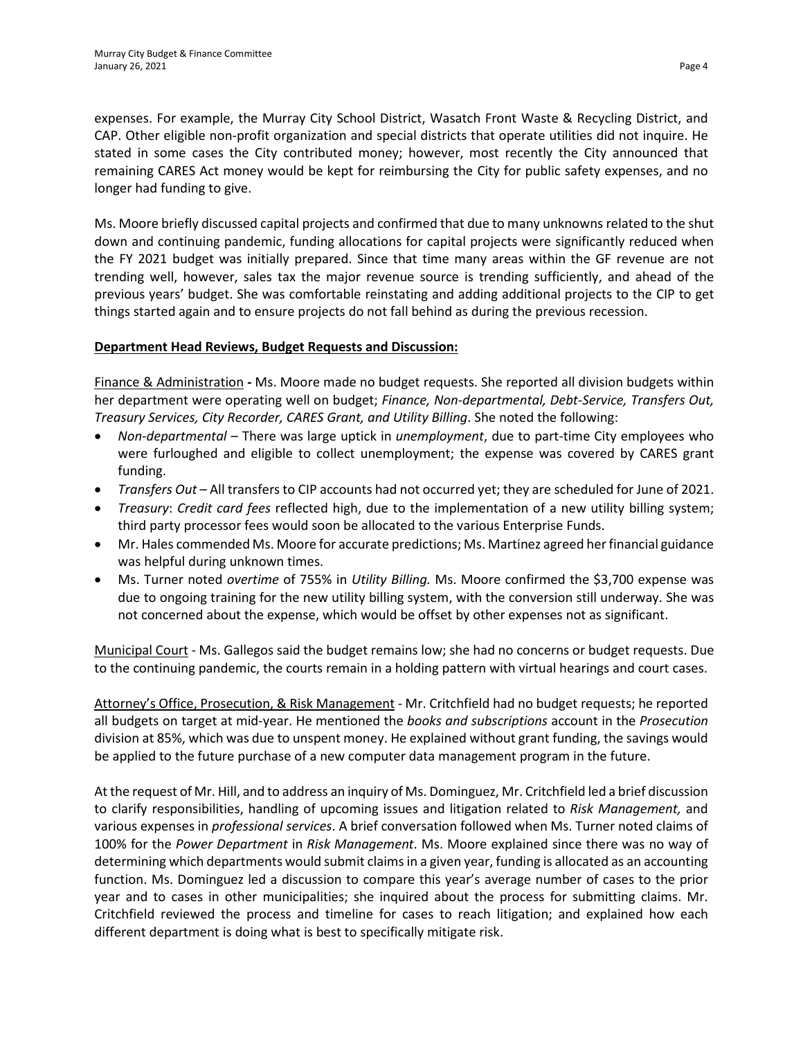expenses. For example, the Murray City School District, Wasatch Front Waste & Recycling District, and CAP. Other eligible non-profit organization and special districts that operate utilities did not inquire. He stated in some cases the City contributed money; however, most recently the City announced that remaining CARES Act money would be kept for reimbursing the City for public safety expenses, and no longer had funding to give.

Ms. Moore briefly discussed capital projects and confirmed that due to many unknowns related to the shut down and continuing pandemic, funding allocations for capital projects were significantly reduced when the FY 2021 budget was initially prepared. Since that time many areas within the GF revenue are not trending well, however, sales tax the major revenue source is trending sufficiently, and ahead of the previous years' budget. She was comfortable reinstating and adding additional projects to the CIP to get things started again and to ensure projects do not fall behind as during the previous recession.

**Department Head Reviews, Budget Requests and Discussion:**

Finance & Administration **-** Ms. Moore made no budget requests. She reported all division budgets within her department were operating well on budget; *Finance, Non-departmental, Debt-Service, Transfers Out, Treasury Services, City Recorder, CARES Grant, and Utility Billing*. She noted the following:

- *Non-departmental* – There was large uptick in *unemployment*, due to part-time City employees who were furloughed and eligible to collect unemployment; the expense was covered by CARES grant funding.
- *Transfers Out* – All transfers to CIP accounts had not occurred yet; they are scheduled for June of 2021.
- *Treasury*: *Credit card fees* reflected high, due to the implementation of a new utility billing system; third party processor fees would soon be allocated to the various Enterprise Funds.
- Mr. Hales commended Ms. Moore for accurate predictions; Ms. Martinez agreed her financial guidance was helpful during unknown times.
- Ms. Turner noted *overtime* of 755% in *Utility Billing.* Ms. Moore confirmed the $3,700 expense was due to ongoing training for the new utility billing system, with the conversion still underway. She was not concerned about the expense, which would be offset by other expenses not as significant.

Municipal Court - Ms. Gallegos said the budget remains low; she had no concerns or budget requests. Due to the continuing pandemic, the courts remain in a holding pattern with virtual hearings and court cases.

Attorney's Office, Prosecution, & Risk Management - Mr. Critchfield had no budget requests; he reported all budgets on target at mid-year. He mentioned the *books and subscriptions* account in the *Prosecution* division at 85%, which was due to unspent money. He explained without grant funding, the savings would be applied to the future purchase of a new computer data management program in the future.

At the request of Mr. Hill, and to address an inquiry of Ms. Dominguez, Mr. Critchfield led a brief discussion to clarify responsibilities, handling of upcoming issues and litigation related to *Risk Management,* and various expenses in *professional services*. A brief conversation followed when Ms. Turner noted claims of 100% for the *Power Department* in *Risk Management*. Ms. Moore explained since there was no way of determining which departments would submit claims in a given year, funding is allocated as an accounting function. Ms. Dominguez led a discussion to compare this year's average number of cases to the prior year and to cases in other municipalities; she inquired about the process for submitting claims. Mr. Critchfield reviewed the process and timeline for cases to reach litigation; and explained how each different department is doing what is best to specifically mitigate risk.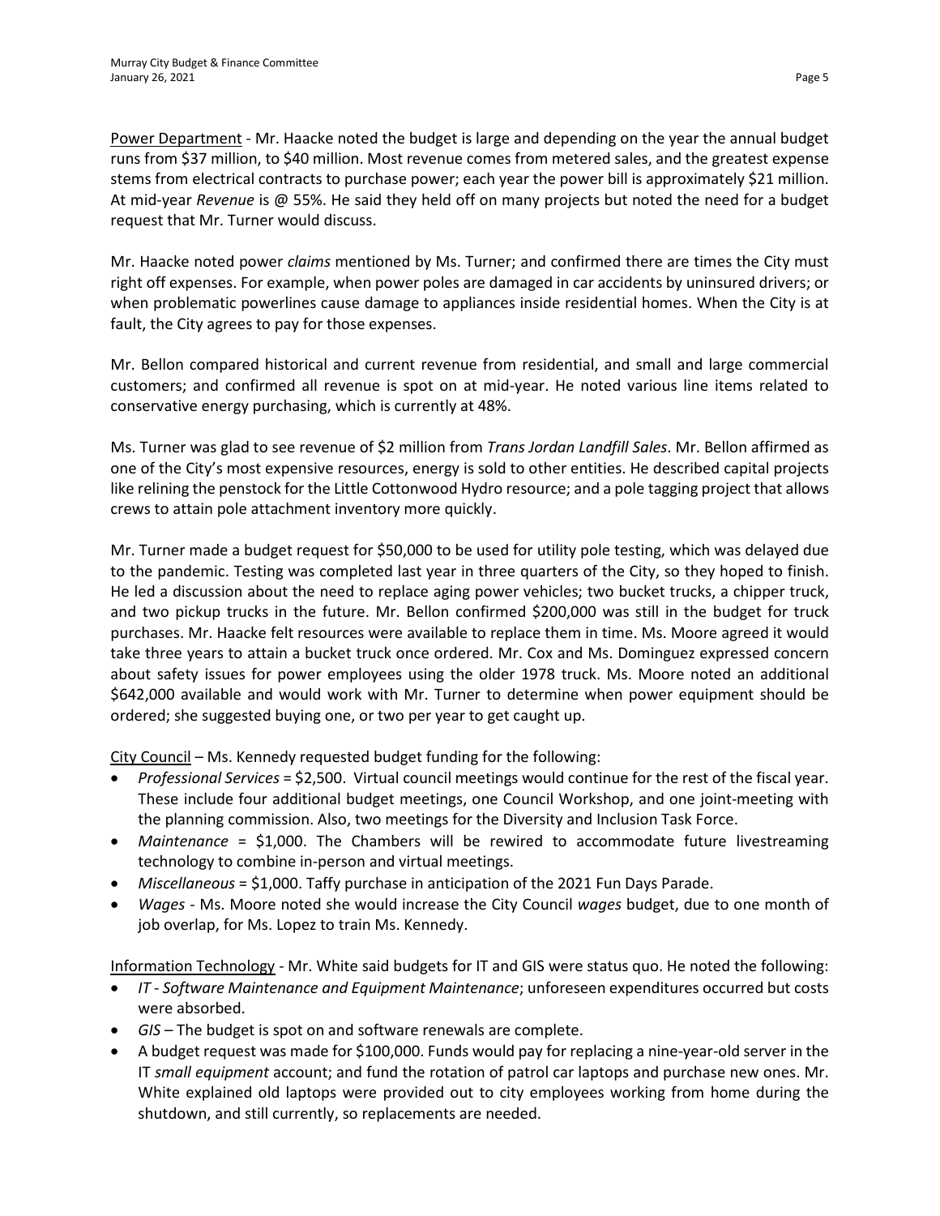Power Department - Mr. Haacke noted the budget is large and depending on the year the annual budget runs from \$37 million, to \$40 million. Most revenue comes from metered sales, and the greatest expense stems from electrical contracts to purchase power; each year the power bill is approximately \$21 million. At mid-year *Revenue* is @ 55%. He said they held off on many projects but noted the need for a budget request that Mr. Turner would discuss.

Mr. Haacke noted power *claims* mentioned by Ms. Turner; and confirmed there are times the City must right off expenses. For example, when power poles are damaged in car accidents by uninsured drivers; or when problematic powerlines cause damage to appliances inside residential homes. When the City is at fault, the City agrees to pay for those expenses.

Mr. Bellon compared historical and current revenue from residential, and small and large commercial customers; and confirmed all revenue is spot on at mid-year. He noted various line items related to conservative energy purchasing, which is currently at 48%.

Ms. Turner was glad to see revenue of \$2 million from *Trans Jordan Landfill Sales*. Mr. Bellon affirmed as one of the City's most expensive resources, energy is sold to other entities. He described capital projects like relining the penstock for the Little Cottonwood Hydro resource; and a pole tagging project that allows crews to attain pole attachment inventory more quickly.

Mr. Turner made a budget request for \$50,000 to be used for utility pole testing, which was delayed due to the pandemic. Testing was completed last year in three quarters of the City, so they hoped to finish. He led a discussion about the need to replace aging power vehicles; two bucket trucks, a chipper truck, and two pickup trucks in the future. Mr. Bellon confirmed \$200,000 was still in the budget for truck purchases. Mr. Haacke felt resources were available to replace them in time. Ms. Moore agreed it would take three years to attain a bucket truck once ordered. Mr. Cox and Ms. Dominguez expressed concern about safety issues for power employees using the older 1978 truck. Ms. Moore noted an additional \$642,000 available and would work with Mr. Turner to determine when power equipment should be ordered; she suggested buying one, or two per year to get caught up.

City Council – Ms. Kennedy requested budget funding for the following:

- *Professional Services* = \$2,500. Virtual council meetings would continue for the rest of the fiscal year. These include four additional budget meetings, one Council Workshop, and one joint-meeting with the planning commission. Also, two meetings for the Diversity and Inclusion Task Force.
- *Maintenance* = \$1,000. The Chambers will be rewired to accommodate future livestreaming technology to combine in-person and virtual meetings.
- *Miscellaneous* = \$1,000. Taffy purchase in anticipation of the 2021 Fun Days Parade.
- *Wages* - Ms. Moore noted she would increase the City Council *wages* budget, due to one month of job overlap, for Ms. Lopez to train Ms. Kennedy.

Information Technology - Mr. White said budgets for IT and GIS were status quo. He noted the following:

- *IT - Software Maintenance and Equipment Maintenance*; unforeseen expenditures occurred but costs were absorbed.
- *GIS* – The budget is spot on and software renewals are complete.
- A budget request was made for \$100,000. Funds would pay for replacing a nine-year-old server in the IT *small equipment* account; and fund the rotation of patrol car laptops and purchase new ones. Mr. White explained old laptops were provided out to city employees working from home during the shutdown, and still currently, so replacements are needed.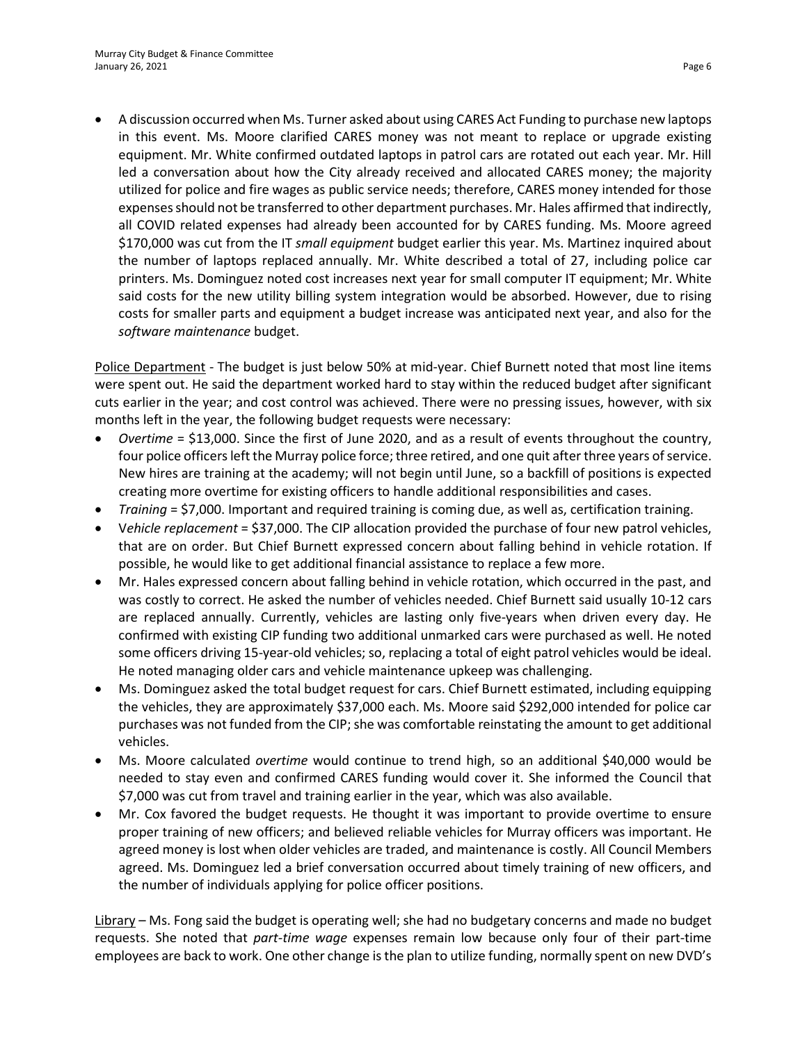- A discussion occurred when Ms. Turner asked about using CARES Act Funding to purchase new laptops in this event. Ms. Moore clarified CARES money was not meant to replace or upgrade existing equipment. Mr. White confirmed outdated laptops in patrol cars are rotated out each year. Mr. Hill led a conversation about how the City already received and allocated CARES money; the majority utilized for police and fire wages as public service needs; therefore, CARES money intended for those expenses should not be transferred to other department purchases. Mr. Hales affirmed that indirectly, all COVID related expenses had already been accounted for by CARES funding. Ms. Moore agreed $170,000 was cut from the IT *small equipment* budget earlier this year. Ms. Martinez inquired about the number of laptops replaced annually. Mr. White described a total of 27, including police car printers. Ms. Dominguez noted cost increases next year for small computer IT equipment; Mr. White said costs for the new utility billing system integration would be absorbed. However, due to rising costs for smaller parts and equipment a budget increase was anticipated next year, and also for the *software maintenance* budget.

<u>Police Department</u> - The budget is just below 50% at mid-year. Chief Burnett noted that most line items were spent out. He said the department worked hard to stay within the reduced budget after significant cuts earlier in the year; and cost control was achieved. There were no pressing issues, however, with six months left in the year, the following budget requests were necessary:

- *Overtime* = $13,000. Since the first of June 2020, and as a result of events throughout the country, four police officers left the Murray police force; three retired, and one quit after three years of service. New hires are training at the academy; will not begin until June, so a backfill of positions is expected creating more overtime for existing officers to handle additional responsibilities and cases.
- *Training* = $7,000. Important and required training is coming due, as well as, certification training.
- V*ehicle replacement* = $37,000. The CIP allocation provided the purchase of four new patrol vehicles, that are on order. But Chief Burnett expressed concern about falling behind in vehicle rotation. If possible, he would like to get additional financial assistance to replace a few more.
- Mr. Hales expressed concern about falling behind in vehicle rotation, which occurred in the past, and was costly to correct. He asked the number of vehicles needed. Chief Burnett said usually 10-12 cars are replaced annually. Currently, vehicles are lasting only five-years when driven every day. He confirmed with existing CIP funding two additional unmarked cars were purchased as well. He noted some officers driving 15-year-old vehicles; so, replacing a total of eight patrol vehicles would be ideal. He noted managing older cars and vehicle maintenance upkeep was challenging.
- Ms. Dominguez asked the total budget request for cars. Chief Burnett estimated, including equipping the vehicles, they are approximately $37,000 each. Ms. Moore said $292,000 intended for police car purchases was not funded from the CIP; she was comfortable reinstating the amount to get additional vehicles.
- Ms. Moore calculated *overtime* would continue to trend high, so an additional $40,000 would be needed to stay even and confirmed CARES funding would cover it. She informed the Council that $7,000 was cut from travel and training earlier in the year, which was also available.
- Mr. Cox favored the budget requests. He thought it was important to provide overtime to ensure proper training of new officers; and believed reliable vehicles for Murray officers was important. He agreed money is lost when older vehicles are traded, and maintenance is costly. All Council Members agreed. Ms. Dominguez led a brief conversation occurred about timely training of new officers, and the number of individuals applying for police officer positions.

<u>Library</u> – Ms. Fong said the budget is operating well; she had no budgetary concerns and made no budget requests. She noted that *part-time wage* expenses remain low because only four of their part-time employees are back to work. One other change is the plan to utilize funding, normally spent on new DVD's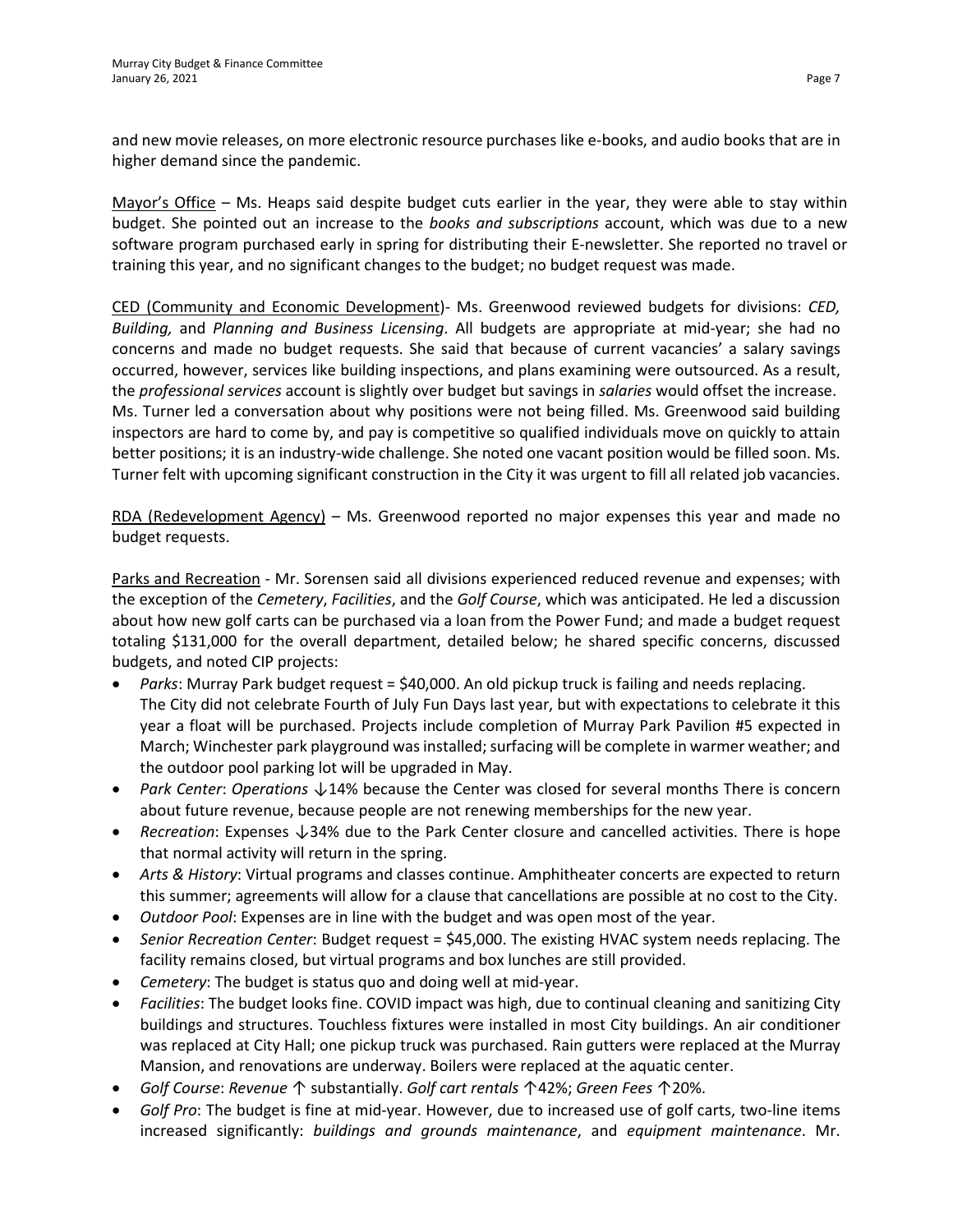and new movie releases, on more electronic resource purchases like e-books, and audio books that are in higher demand since the pandemic.

Mayor's Office – Ms. Heaps said despite budget cuts earlier in the year, they were able to stay within budget. She pointed out an increase to the *books and subscriptions* account, which was due to a new software program purchased early in spring for distributing their E-newsletter. She reported no travel or training this year, and no significant changes to the budget; no budget request was made.

CED (Community and Economic Development)- Ms. Greenwood reviewed budgets for divisions: *CED, Building,* and *Planning and Business Licensing*. All budgets are appropriate at mid-year; she had no concerns and made no budget requests. She said that because of current vacancies' a salary savings occurred, however, services like building inspections, and plans examining were outsourced. As a result, the *professional services* account is slightly over budget but savings in *salaries* would offset the increase. Ms. Turner led a conversation about why positions were not being filled. Ms. Greenwood said building inspectors are hard to come by, and pay is competitive so qualified individuals move on quickly to attain better positions; it is an industry-wide challenge. She noted one vacant position would be filled soon. Ms. Turner felt with upcoming significant construction in the City it was urgent to fill all related job vacancies.

RDA (Redevelopment Agency) – Ms. Greenwood reported no major expenses this year and made no budget requests.

Parks and Recreation - Mr. Sorensen said all divisions experienced reduced revenue and expenses; with the exception of the *Cemetery*, *Facilities*, and the *Golf Course*, which was anticipated. He led a discussion about how new golf carts can be purchased via a loan from the Power Fund; and made a budget request totaling $131,000 for the overall department, detailed below; he shared specific concerns, discussed budgets, and noted CIP projects:

- *Parks*: Murray Park budget request = $40,000. An old pickup truck is failing and needs replacing. The City did not celebrate Fourth of July Fun Days last year, but with expectations to celebrate it this year a float will be purchased. Projects include completion of Murray Park Pavilion #5 expected in March; Winchester park playground was installed; surfacing will be complete in warmer weather; and the outdoor pool parking lot will be upgraded in May.
- *Park Center*: *Operations* ↓14% because the Center was closed for several months There is concern about future revenue, because people are not renewing memberships for the new year.
- *Recreation*: Expenses ↓34% due to the Park Center closure and cancelled activities. There is hope that normal activity will return in the spring.
- *Arts & History*: Virtual programs and classes continue. Amphitheater concerts are expected to return this summer; agreements will allow for a clause that cancellations are possible at no cost to the City.
- *Outdoor Pool*: Expenses are in line with the budget and was open most of the year.
- *Senior Recreation Center*: Budget request = $45,000. The existing HVAC system needs replacing. The facility remains closed, but virtual programs and box lunches are still provided.
- *Cemetery*: The budget is status quo and doing well at mid-year.
- *Facilities*: The budget looks fine. COVID impact was high, due to continual cleaning and sanitizing City buildings and structures. Touchless fixtures were installed in most City buildings. An air conditioner was replaced at City Hall; one pickup truck was purchased. Rain gutters were replaced at the Murray Mansion, and renovations are underway. Boilers were replaced at the aquatic center.
- *Golf Course*: *Revenue* ↑ substantially. *Golf cart rentals* ↑42%; *Green Fees* ↑20%.
- *Golf Pro*: The budget is fine at mid-year. However, due to increased use of golf carts, two-line items increased significantly: *buildings and grounds maintenance*, and *equipment maintenance*. Mr.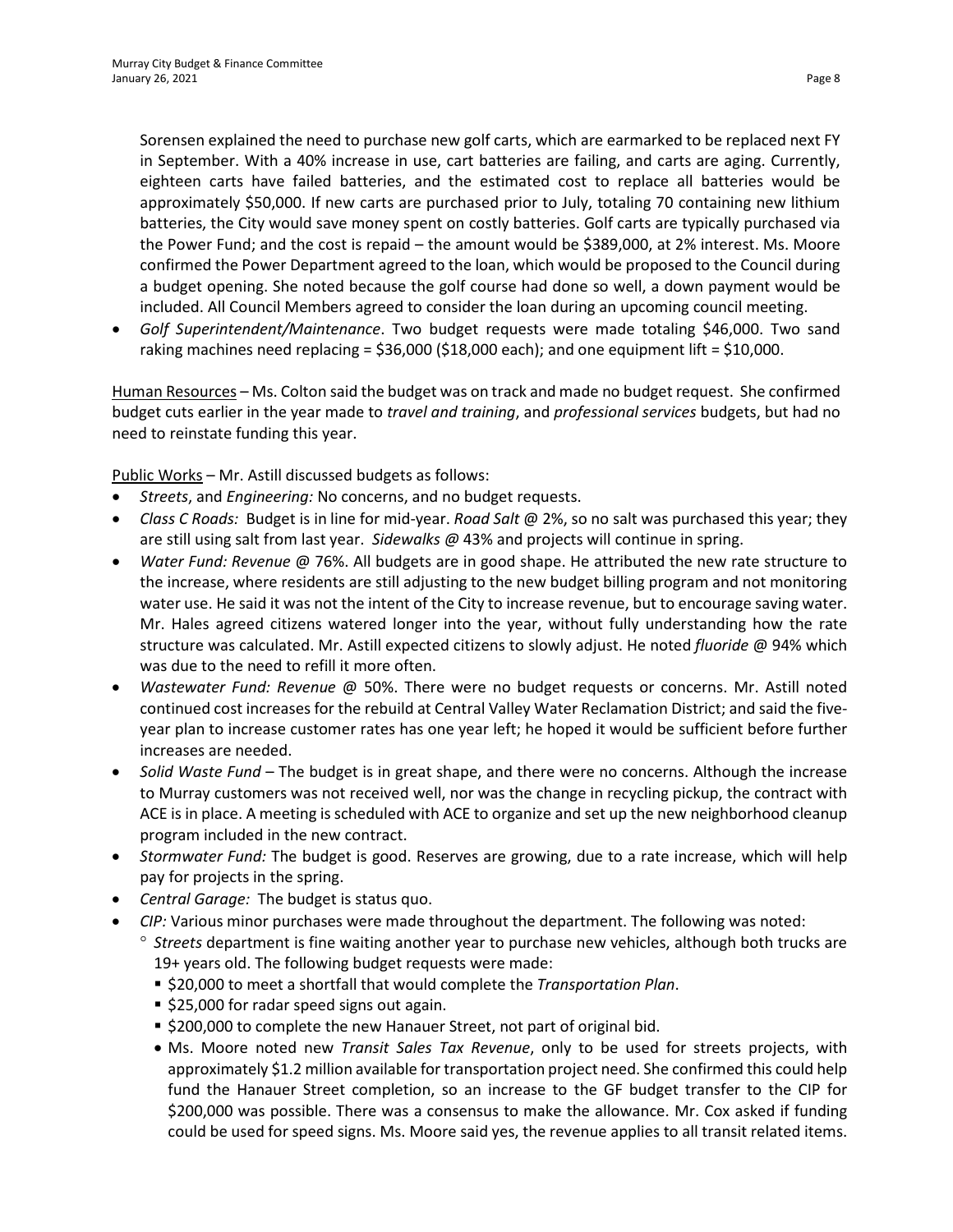Sorensen explained the need to purchase new golf carts, which are earmarked to be replaced next FY in September. With a 40% increase in use, cart batteries are failing, and carts are aging. Currently, eighteen carts have failed batteries, and the estimated cost to replace all batteries would be approximately $50,000. If new carts are purchased prior to July, totaling 70 containing new lithium batteries, the City would save money spent on costly batteries. Golf carts are typically purchased via the Power Fund; and the cost is repaid – the amount would be $389,000, at 2% interest. Ms. Moore confirmed the Power Department agreed to the loan, which would be proposed to the Council during a budget opening. She noted because the golf course had done so well, a down payment would be included. All Council Members agreed to consider the loan during an upcoming council meeting.

- *Golf Superintendent/Maintenance*. Two budget requests were made totaling $46,000. Two sand raking machines need replacing = $36,000 ($18,000 each); and one equipment lift = $10,000.

<u>Human Resources</u> – Ms. Colton said the budget was on track and made no budget request. She confirmed budget cuts earlier in the year made to *travel and training*, and *professional services* budgets, but had no need to reinstate funding this year.

<u>Public Works</u> – Mr. Astill discussed budgets as follows:

- *Streets*, and *Engineering:* No concerns, and no budget requests.
- *Class C Roads:* Budget is in line for mid-year. *Road Salt* @ 2%, so no salt was purchased this year; they are still using salt from last year. *Sidewalks* @ 43% and projects will continue in spring.
- *Water Fund: Revenue* @ 76%. All budgets are in good shape. He attributed the new rate structure to the increase, where residents are still adjusting to the new budget billing program and not monitoring water use. He said it was not the intent of the City to increase revenue, but to encourage saving water. Mr. Hales agreed citizens watered longer into the year, without fully understanding how the rate structure was calculated. Mr. Astill expected citizens to slowly adjust. He noted *fluoride* @ 94% which was due to the need to refill it more often.
- *Wastewater Fund: Revenue* @ 50%. There were no budget requests or concerns. Mr. Astill noted continued cost increases for the rebuild at Central Valley Water Reclamation District; and said the five-year plan to increase customer rates has one year left; he hoped it would be sufficient before further increases are needed.
- *Solid Waste Fund* – The budget is in great shape, and there were no concerns. Although the increase to Murray customers was not received well, nor was the change in recycling pickup, the contract with ACE is in place. A meeting is scheduled with ACE to organize and set up the new neighborhood cleanup program included in the new contract.
- *Stormwater Fund:* The budget is good. Reserves are growing, due to a rate increase, which will help pay for projects in the spring.
- *Central Garage:* The budget is status quo.
- *CIP:* Various minor purchases were made throughout the department. The following was noted:
  - *Streets* department is fine waiting another year to purchase new vehicles, although both trucks are 19+ years old. The following budget requests were made:
    - $20,000 to meet a shortfall that would complete the *Transportation Plan*.
    - $25,000 for radar speed signs out again.
    - $200,000 to complete the new Hanauer Street, not part of original bid.
    - Ms. Moore noted new *Transit Sales Tax Revenue*, only to be used for streets projects, with approximately $1.2 million available for transportation project need. She confirmed this could help fund the Hanauer Street completion, so an increase to the GF budget transfer to the CIP for $200,000 was possible. There was a consensus to make the allowance. Mr. Cox asked if funding could be used for speed signs. Ms. Moore said yes, the revenue applies to all transit related items.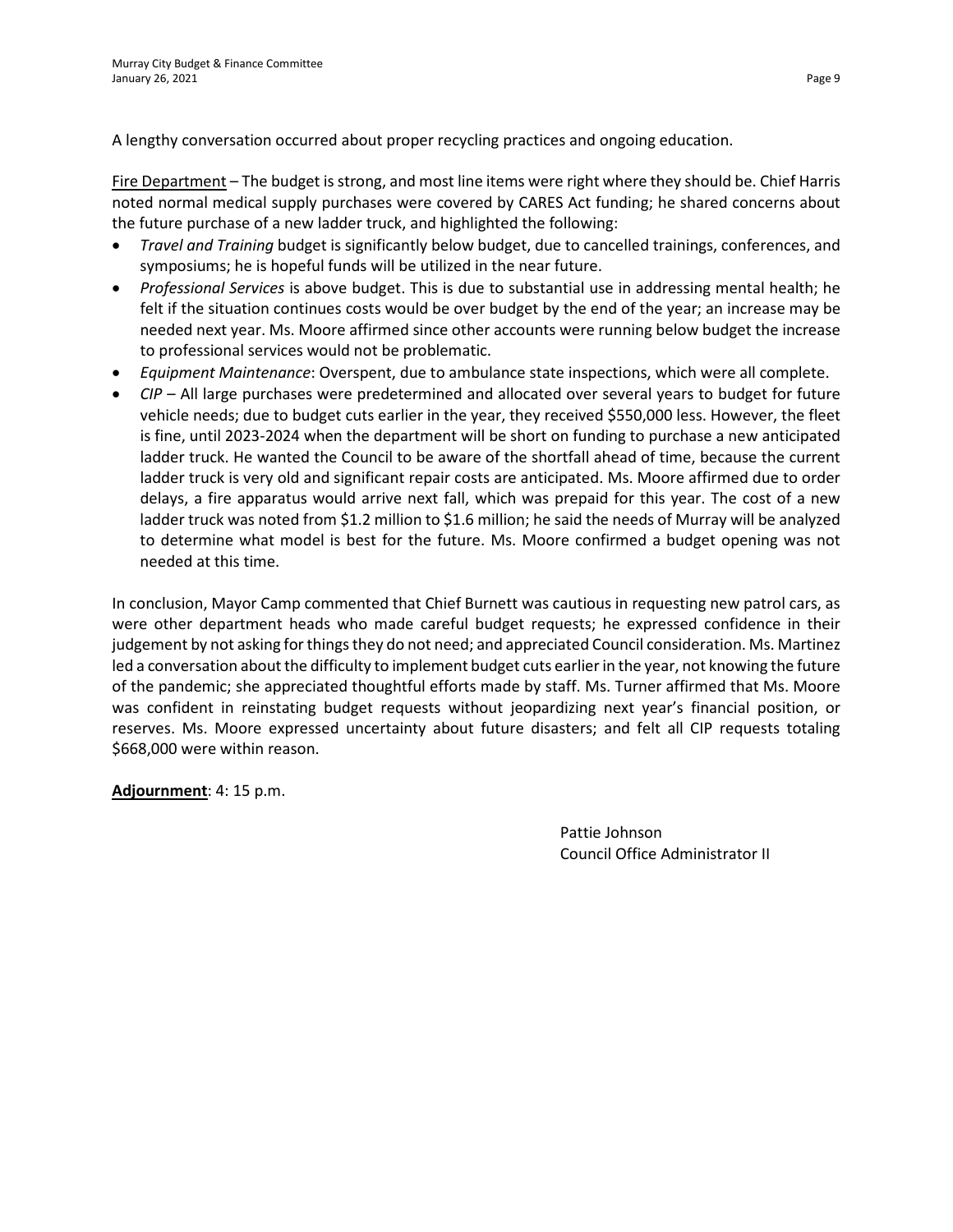A lengthy conversation occurred about proper recycling practices and ongoing education.

Fire Department – The budget is strong, and most line items were right where they should be. Chief Harris noted normal medical supply purchases were covered by CARES Act funding; he shared concerns about the future purchase of a new ladder truck, and highlighted the following:

- *Travel and Training* budget is significantly below budget, due to cancelled trainings, conferences, and symposiums; he is hopeful funds will be utilized in the near future.
- *Professional Services* is above budget. This is due to substantial use in addressing mental health; he felt if the situation continues costs would be over budget by the end of the year; an increase may be needed next year. Ms. Moore affirmed since other accounts were running below budget the increase to professional services would not be problematic.
- *Equipment Maintenance*: Overspent, due to ambulance state inspections, which were all complete.
- *CIP* – All large purchases were predetermined and allocated over several years to budget for future vehicle needs; due to budget cuts earlier in the year, they received $550,000 less. However, the fleet is fine, until 2023-2024 when the department will be short on funding to purchase a new anticipated ladder truck. He wanted the Council to be aware of the shortfall ahead of time, because the current ladder truck is very old and significant repair costs are anticipated. Ms. Moore affirmed due to order delays, a fire apparatus would arrive next fall, which was prepaid for this year. The cost of a new ladder truck was noted from $1.2 million to $1.6 million; he said the needs of Murray will be analyzed to determine what model is best for the future. Ms. Moore confirmed a budget opening was not needed at this time.

In conclusion, Mayor Camp commented that Chief Burnett was cautious in requesting new patrol cars, as were other department heads who made careful budget requests; he expressed confidence in their judgement by not asking for things they do not need; and appreciated Council consideration. Ms. Martinez led a conversation about the difficulty to implement budget cuts earlier in the year, not knowing the future of the pandemic; she appreciated thoughtful efforts made by staff. Ms. Turner affirmed that Ms. Moore was confident in reinstating budget requests without jeopardizing next year's financial position, or reserves. Ms. Moore expressed uncertainty about future disasters; and felt all CIP requests totaling $668,000 were within reason.

**Adjournment**: 4: 15 p.m.

Pattie Johnson
Council Office Administrator II